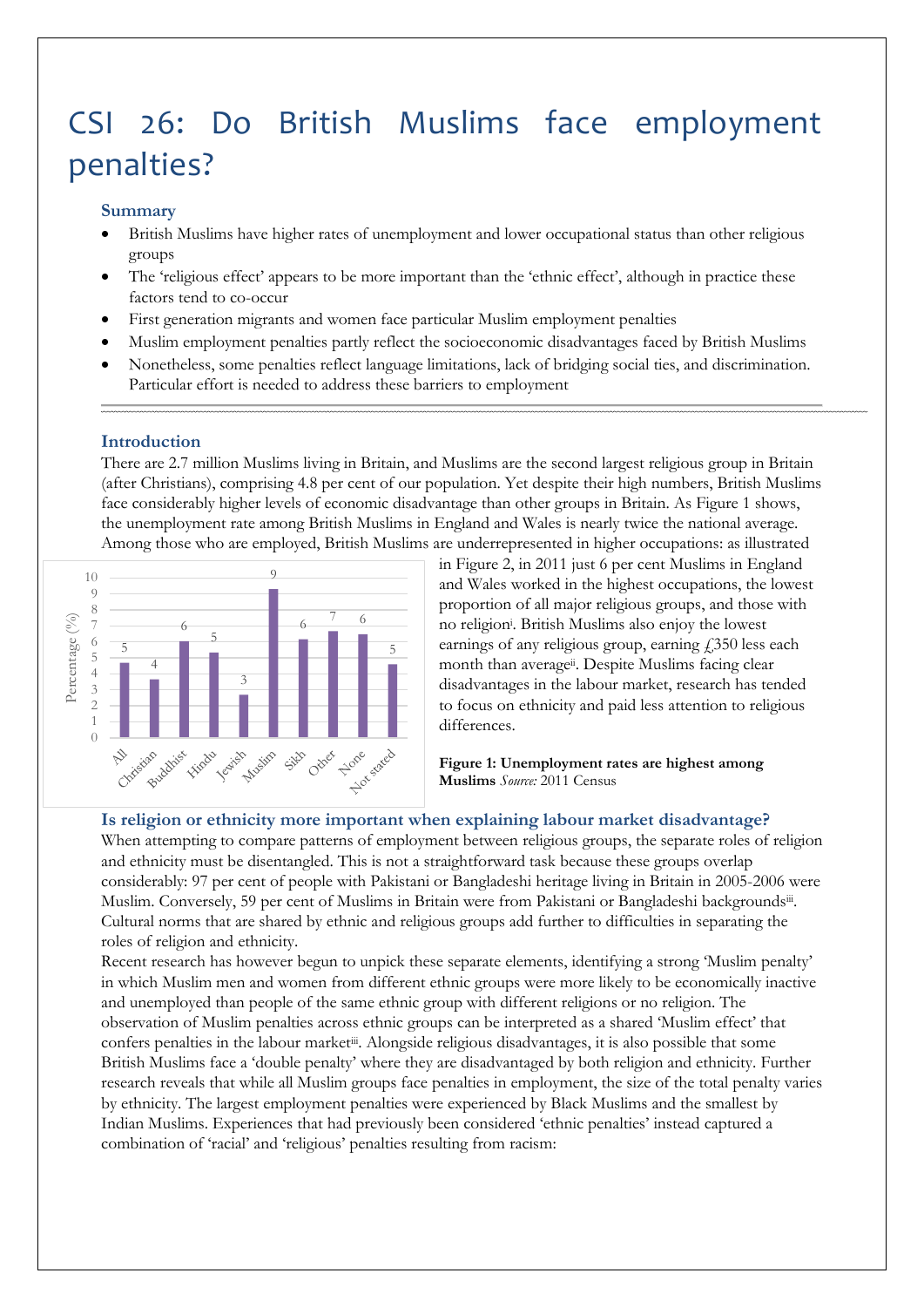# CSI 26: Do British Muslims face employment penalties?

### Summary

- British Muslims have higher rates of unemployment and lower occupational status than other religious groups
- The 'religious effect' appears to be more important than the 'ethnic effect', although in practice these factors tend to co-occur
- First generation migrants and women face particular Muslim employment penalties
- Muslim employment penalties partly reflect the socioeconomic disadvantages faced by British Muslims
- Nonetheless, some penalties reflect language limitations, lack of bridging social ties, and discrimination. Particular effort is needed to address these barriers to employment

---

### Introduction

There are 2.7 million Muslims living in Britain, and Muslims are the second largest religious group in Britain (after Christians), comprising 4.8 per cent of our population. Yet despite their high numbers, British Muslims face considerably higher levels of economic disadvantage than other groups in Britain. As Figure 1 shows, the unemployment rate among British Muslims in England and Wales is nearly twice the national average. Among those who are employed, British Muslims are underrepresented in higher occupations: as illustrated in Figure 2, in 2011 just 6 per cent Muslims in England and Wales worked in the highest occupations, the lowest proportion of all major religious groups, and those with no religion[i]. British Muslims also enjoy the lowest earnings of any religious group, earning £350 less each month than average[ii]. Despite Muslims facing clear disadvantages in the labour market, research has tended to focus on ethnicity and paid less attention to religious differences.

| Religion | Percentage (%) |
|---|---|
| All | 5 |
| Christian | 4 |
| Buddhist | 6 |
| Hindu | 5 |
| Jewish | 3 |
| Muslim | 9 |
| Sikh | 6 |
| Other | 7 |
| None | 6 |
| Not stated | 5 |

**Figure 1: Unemployment rates are highest among Muslims** *Source:* 2011 Census

### Is religion or ethnicity more important when explaining labour market disadvantage?

When attempting to compare patterns of employment between religious groups, the separate roles of religion and ethnicity must be disentangled. This is not a straightforward task because these groups overlap considerably: 97 per cent of people with Pakistani or Bangladeshi heritage living in Britain in 2005-2006 were Muslim. Conversely, 59 per cent of Muslims in Britain were from Pakistani or Bangladeshi backgrounds[iii]. Cultural norms that are shared by ethnic and religious groups add further to difficulties in separating the roles of religion and ethnicity.

Recent research has however begun to unpick these separate elements, identifying a strong 'Muslim penalty' in which Muslim men and women from different ethnic groups were more likely to be economically inactive and unemployed than people of the same ethnic group with different religions or no religion. The observation of Muslim penalties across ethnic groups can be interpreted as a shared 'Muslim effect' that confers penalties in the labour market[iii]. Alongside religious disadvantages, it is also possible that some British Muslims face a 'double penalty' where they are disadvantaged by both religion and ethnicity. Further research reveals that while all Muslim groups face penalties in employment, the size of the total penalty varies by ethnicity. The largest employment penalties were experienced by Black Muslims and the smallest by Indian Muslims. Experiences that had previously been considered 'ethnic penalties' instead captured a combination of 'racial' and 'religious' penalties resulting from racism: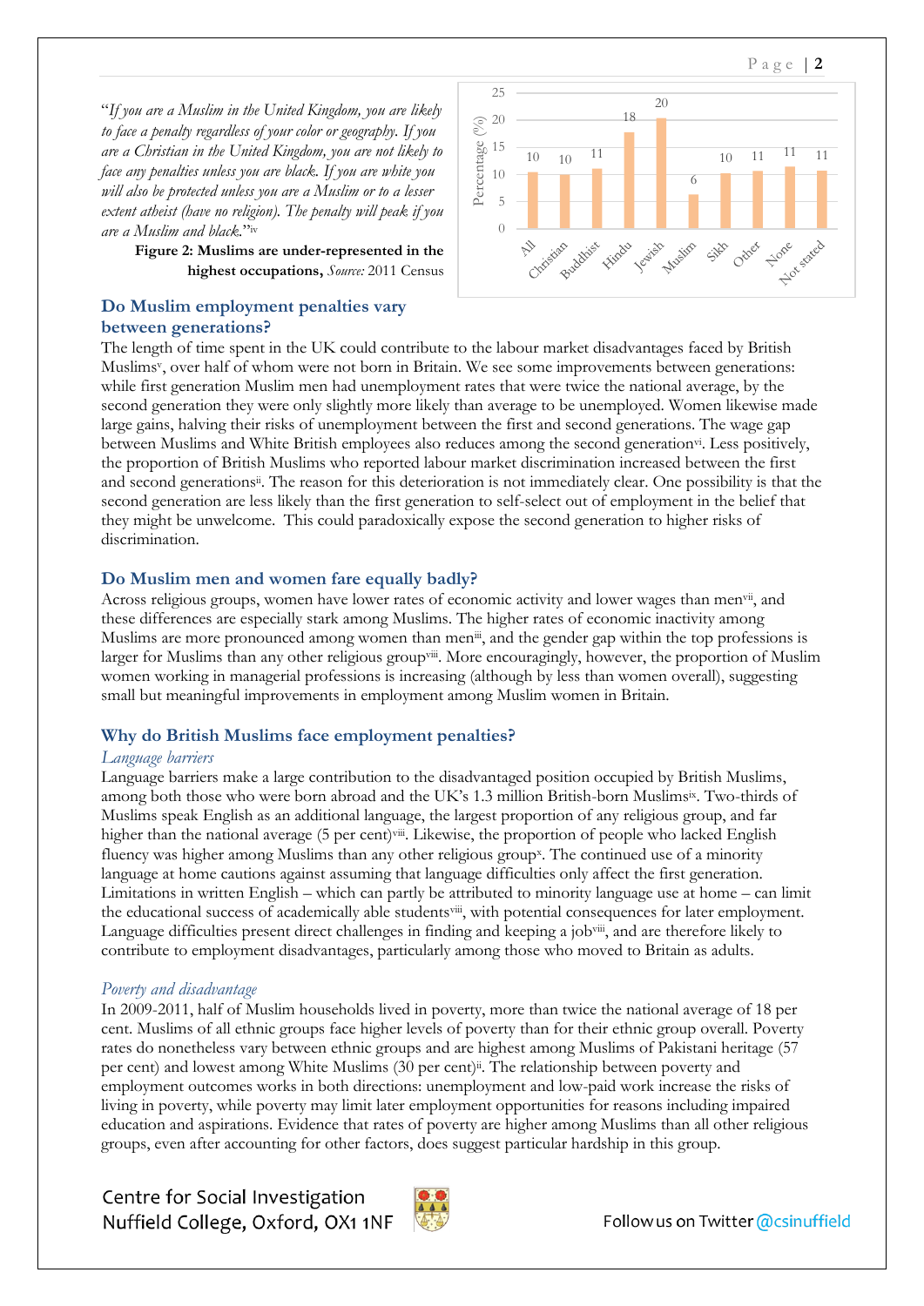"*If you are a Muslim in the United Kingdom, you are likely to face a penalty regardless of your color or geography. If you are a Christian in the United Kingdom, you are not likely to face any penalties unless you are black. If you are white you will also be protected unless you are a Muslim or to a lesser extent atheist (have no religion). The penalty will peak if you are a Muslim and black.*"[iv]

| | All | Christian | Buddhist | Hindu | Jewish | Muslim | Sikh | Other | None | Not stated |
|---|---|---|---|---|---|---|---|---|---|---|
| Percentage (%) | 10 | 10 | 11 | 18 | 20 | 6 | 10 | 11 | 11 | 11 |

**Figure 2: Muslims are under-represented in the highest occupations,** *Source:* 2011 Census

## Do Muslim employment penalties vary between generations?

The length of time spent in the UK could contribute to the labour market disadvantages faced by British Muslims[v], over half of whom were not born in Britain. We see some improvements between generations: while first generation Muslim men had unemployment rates that were twice the national average, by the second generation they were only slightly more likely than average to be unemployed. Women likewise made large gains, halving their risks of unemployment between the first and second generations. The wage gap between Muslims and White British employees also reduces among the second generation[vi]. Less positively, the proportion of British Muslims who reported labour market discrimination increased between the first and second generations[ii]. The reason for this deterioration is not immediately clear. One possibility is that the second generation are less likely than the first generation to self-select out of employment in the belief that they might be unwelcome. This could paradoxically expose the second generation to higher risks of discrimination.

## Do Muslim men and women fare equally badly?

Across religious groups, women have lower rates of economic activity and lower wages than men[vii], and these differences are especially stark among Muslims. The higher rates of economic inactivity among Muslims are more pronounced among women than men[iii], and the gender gap within the top professions is larger for Muslims than any other religious group[viii]. More encouragingly, however, the proportion of Muslim women working in managerial professions is increasing (although by less than women overall), suggesting small but meaningful improvements in employment among Muslim women in Britain.

## Why do British Muslims face employment penalties?

### *Language barriers*

Language barriers make a large contribution to the disadvantaged position occupied by British Muslims, among both those who were born abroad and the UK's 1.3 million British-born Muslims[ix]. Two-thirds of Muslims speak English as an additional language, the largest proportion of any religious group, and far higher than the national average (5 per cent)[viii]. Likewise, the proportion of people who lacked English fluency was higher among Muslims than any other religious group[x]. The continued use of a minority language at home cautions against assuming that language difficulties only affect the first generation. Limitations in written English – which can partly be attributed to minority language use at home – can limit the educational success of academically able students[viii], with potential consequences for later employment. Language difficulties present direct challenges in finding and keeping a job[viii], and are therefore likely to contribute to employment disadvantages, particularly among those who moved to Britain as adults.

### *Poverty and disadvantage*

In 2009-2011, half of Muslim households lived in poverty, more than twice the national average of 18 per cent. Muslims of all ethnic groups face higher levels of poverty than for their ethnic group overall. Poverty rates do nonetheless vary between ethnic groups and are highest among Muslims of Pakistani heritage (57 per cent) and lowest among White Muslims (30 per cent)[ii]. The relationship between poverty and employment outcomes works in both directions: unemployment and low-paid work increase the risks of living in poverty, while poverty may limit later employment opportunities for reasons including impaired education and aspirations. Evidence that rates of poverty are higher among Muslims than all other religious groups, even after accounting for other factors, does suggest particular hardship in this group.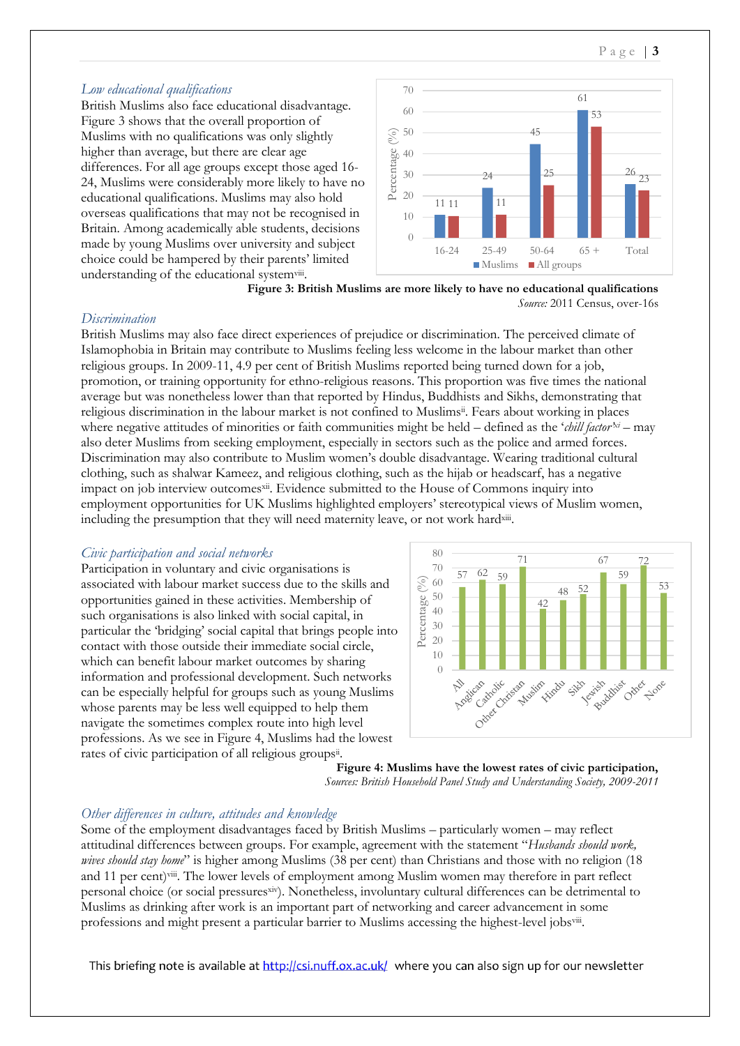*Low educational qualifications*

British Muslims also face educational disadvantage. Figure 3 shows that the overall proportion of Muslims with no qualifications was only slightly higher than average, but there are clear age differences. For all age groups except those aged 16-24, Muslims were considerably more likely to have no educational qualifications. Muslims may also hold overseas qualifications that may not be recognised in Britain. Among academically able students, decisions made by young Muslims over university and subject choice could be hampered by their parents' limited understanding of the educational system[viii].

| Age group | Muslims (%) | All groups (%) |
|---|---|---|
| 16-24 | 11 | 11 |
| 25-49 | 24 | 11 |
| 50-64 | 45 | 25 |
| 65 + | 61 | 53 |
| Total | 26 | 23 |

**Figure 3: British Muslims are more likely to have no educational qualifications**

*Source:* 2011 Census, over-16s

*Discrimination*

British Muslims may also face direct experiences of prejudice or discrimination. The perceived climate of Islamophobia in Britain may contribute to Muslims feeling less welcome in the labour market than other religious groups. In 2009-11, 4.9 per cent of British Muslims reported being turned down for a job, promotion, or training opportunity for ethno-religious reasons. This proportion was five times the national average but was nonetheless lower than that reported by Hindus, Buddhists and Sikhs, demonstrating that religious discrimination in the labour market is not confined to Muslims[ii]. Fears about working in places where negative attitudes of minorities or faith communities might be held – defined as the '*chill factor*'[xi] – may also deter Muslims from seeking employment, especially in sectors such as the police and armed forces. Discrimination may also contribute to Muslim women's double disadvantage. Wearing traditional cultural clothing, such as shalwar Kameez, and religious clothing, such as the hijab or headscarf, has a negative impact on job interview outcomes[xii]. Evidence submitted to the House of Commons inquiry into employment opportunities for UK Muslims highlighted employers' stereotypical views of Muslim women, including the presumption that they will need maternity leave, or not work hard[xiii].

*Civic participation and social networks*

Participation in voluntary and civic organisations is associated with labour market success due to the skills and opportunities gained in these activities. Membership of such organisations is also linked with social capital, in particular the 'bridging' social capital that brings people into contact with those outside their immediate social circle, which can benefit labour market outcomes by sharing information and professional development. Such networks can be especially helpful for groups such as young Muslims whose parents may be less well equipped to help them navigate the sometimes complex route into high level professions. As we see in Figure 4, Muslims had the lowest rates of civic participation of all religious groups[ii].

| Group | Percentage (%) |
|---|---|
| All | 57 |
| Anglican | 62 |
| Catholic | 59 |
| Other Christian | 71 |
| Muslim | 42 |
| Hindu | 48 |
| Sikh | 52 |
| Jewish | 67 |
| Buddhist | 59 |
| Other | 72 |
| None | 53 |

**Figure 4: Muslims have the lowest rates of civic participation,**

*Sources: British Household Panel Study and Understanding Society, 2009-2011*

*Other differences in culture, attitudes and knowledge*

Some of the employment disadvantages faced by British Muslims – particularly women – may reflect attitudinal differences between groups. For example, agreement with the statement "*Husbands should work, wives should stay home*" is higher among Muslims (38 per cent) than Christians and those with no religion (18 and 11 per cent)[viii]. The lower levels of employment among Muslim women may therefore in part reflect personal choice (or social pressures[xiv]). Nonetheless, involuntary cultural differences can be detrimental to Muslims as drinking after work is an important part of networking and career advancement in some professions and might present a particular barrier to Muslims accessing the highest-level jobs[viii].

This briefing note is available at http://csi.nuff.ox.ac.uk/ where you can also sign up for our newsletter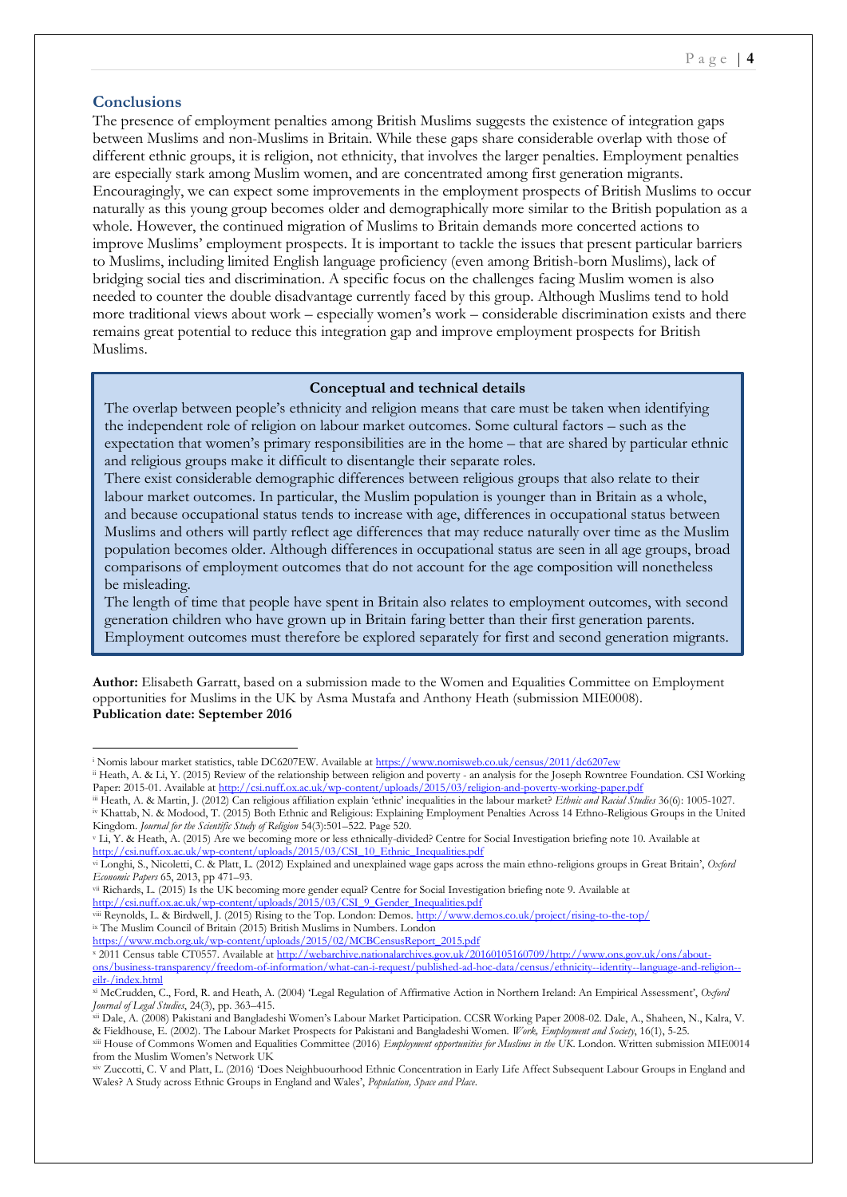## Conclusions

The presence of employment penalties among British Muslims suggests the existence of integration gaps between Muslims and non-Muslims in Britain. While these gaps share considerable overlap with those of different ethnic groups, it is religion, not ethnicity, that involves the larger penalties. Employment penalties are especially stark among Muslim women, and are concentrated among first generation migrants. Encouragingly, we can expect some improvements in the employment prospects of British Muslims to occur naturally as this young group becomes older and demographically more similar to the British population as a whole. However, the continued migration of Muslims to Britain demands more concerted actions to improve Muslims' employment prospects. It is important to tackle the issues that present particular barriers to Muslims, including limited English language proficiency (even among British-born Muslims), lack of bridging social ties and discrimination. A specific focus on the challenges facing Muslim women is also needed to counter the double disadvantage currently faced by this group. Although Muslims tend to hold more traditional views about work – especially women's work – considerable discrimination exists and there remains great potential to reduce this integration gap and improve employment prospects for British Muslims.

**Conceptual and technical details**

The overlap between people's ethnicity and religion means that care must be taken when identifying the independent role of religion on labour market outcomes. Some cultural factors – such as the expectation that women's primary responsibilities are in the home – that are shared by particular ethnic and religious groups make it difficult to disentangle their separate roles.

There exist considerable demographic differences between religious groups that also relate to their labour market outcomes. In particular, the Muslim population is younger than in Britain as a whole, and because occupational status tends to increase with age, differences in occupational status between Muslims and others will partly reflect age differences that may reduce naturally over time as the Muslim population becomes older. Although differences in occupational status are seen in all age groups, broad comparisons of employment outcomes that do not account for the age composition will nonetheless be misleading.

The length of time that people have spent in Britain also relates to employment outcomes, with second generation children who have grown up in Britain faring better than their first generation parents. Employment outcomes must therefore be explored separately for first and second generation migrants.

**Author:** Elisabeth Garratt, based on a submission made to the Women and Equalities Committee on Employment opportunities for Muslims in the UK by Asma Mustafa and Anthony Heath (submission MIE0008).
**Publication date: September 2016**

---

[i] Nomis labour market statistics, table DC6207EW. Available at https://www.nomisweb.co.uk/census/2011/dc6207ew

[ii] Heath, A. & Li, Y. (2015) Review of the relationship between religion and poverty - an analysis for the Joseph Rowntree Foundation. CSI Working Paper: 2015-01. Available at http://csi.nuff.ox.ac.uk/wp-content/uploads/2015/03/religion-and-poverty-working-paper.pdf

[iii] Heath, A. & Martin, J. (2012) Can religious affiliation explain 'ethnic' inequalities in the labour market? *Ethnic and Racial Studies* 36(6): 1005-1027.

[iv] Khattab, N. & Modood, T. (2015) Both Ethnic and Religious: Explaining Employment Penalties Across 14 Ethno-Religious Groups in the United Kingdom. *Journal for the Scientific Study of Religion* 54(3):501–522. Page 520.

[v] Li, Y. & Heath, A. (2015) Are we becoming more or less ethnically-divided? Centre for Social Investigation briefing note 10. Available at http://csi.nuff.ox.ac.uk/wp-content/uploads/2015/03/CSI_10_Ethnic_Inequalities.pdf

[vi] Longhi, S., Nicoletti, C. & Platt, L. (2012) Explained and unexplained wage gaps across the main ethno-religions groups in Great Britain', *Oxford Economic Papers* 65, 2013, pp 471–93.

[vii] Richards, L. (2015) Is the UK becoming more gender equal? Centre for Social Investigation briefing note 9. Available at http://csi.nuff.ox.ac.uk/wp-content/uploads/2015/03/CSI_9_Gender_Inequalities.pdf

[viii] Reynolds, L. & Birdwell, J. (2015) Rising to the Top. London: Demos. http://www.demos.co.uk/project/rising-to-the-top/

[ix] The Muslim Council of Britain (2015) British Muslims in Numbers. London https://www.mcb.org.uk/wp-content/uploads/2015/02/MCBCensusReport_2015.pdf

[x] 2011 Census table CT0557. Available at http://webarchive.nationalarchives.gov.uk/20160105160709/http://www.ons.gov.uk/ons/about-ons/business-transparency/freedom-of-information/what-can-i-request/published-ad-hoc-data/census/ethnicity--identity--language-and-religion--eilr-/index.html

[xi] McCrudden, C., Ford, R. and Heath, A. (2004) 'Legal Regulation of Affirmative Action in Northern Ireland: An Empirical Assessment', *Oxford Journal of Legal Studies*, 24(3), pp. 363–415.

[xii] Dale, A. (2008) Pakistani and Bangladeshi Women's Labour Market Participation. CCSR Working Paper 2008-02. Dale, A., Shaheen, N., Kalra, V. & Fieldhouse, E. (2002). The Labour Market Prospects for Pakistani and Bangladeshi Women. *Work, Employment and Society*, 16(1), 5-25.

[xiii] House of Commons Women and Equalities Committee (2016) *Employment opportunities for Muslims in the UK*. London. Written submission MIE0014 from the Muslim Women's Network UK

[xiv] Zuccotti, C. V and Platt, L. (2016) 'Does Neighbuourhood Ethnic Concentration in Early Life Affect Subsequent Labour Groups in England and Wales? A Study across Ethnic Groups in England and Wales', *Population, Space and Place*.